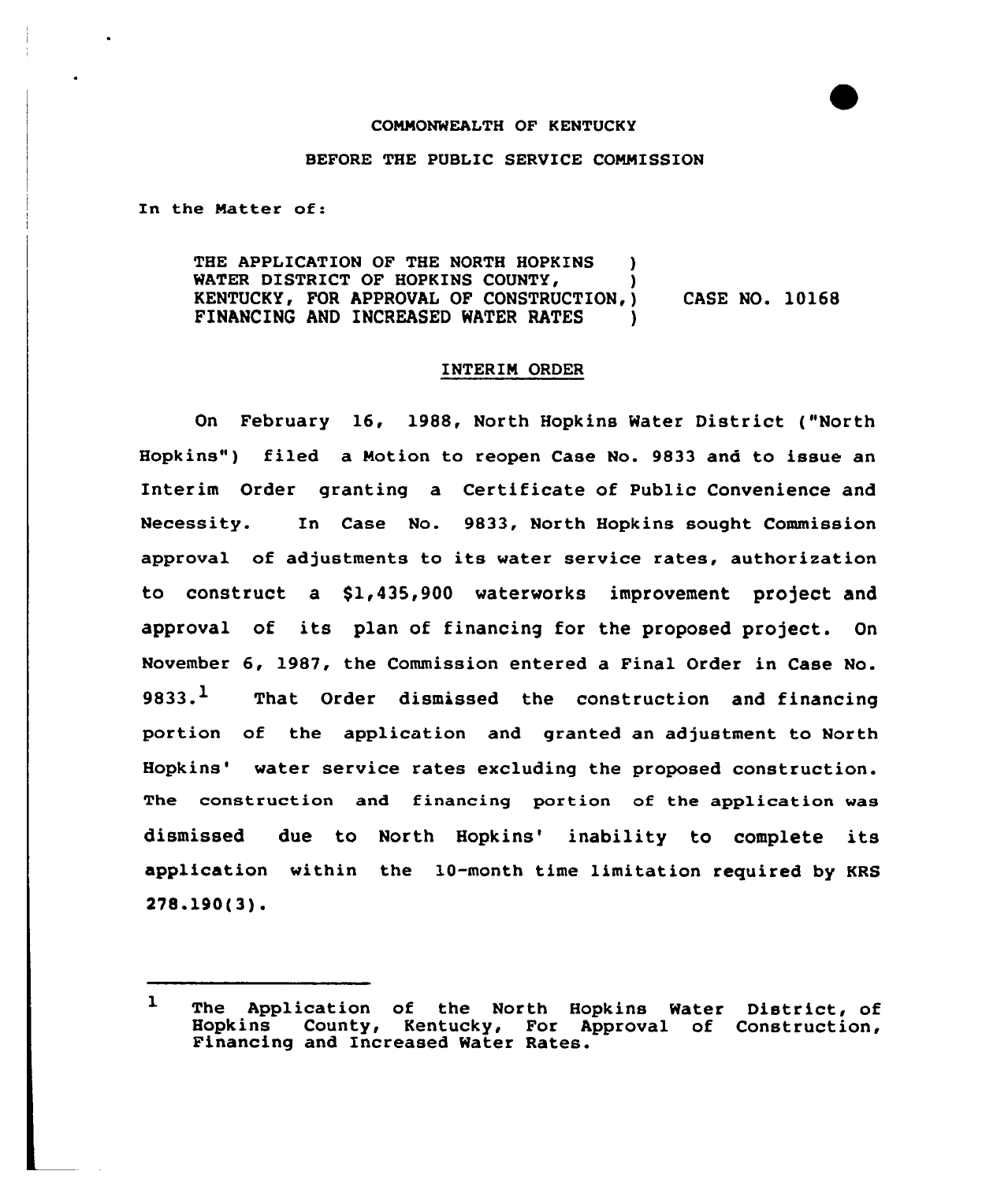COMMONWEALTH OF KENTUCKY

BEFORE THE PUBLIC SERVICE COMMISSION

In the Matter of:

THE APPLICATION OF THE NORTH HOPKINS WATER DISTRICT OF HOPKINS COUNTY, KENTUCKY, FOR APPROVAL OF CONSTRUCTION, FINANCING AND INCREASED WATER RATES ) CASE NO. 10168

INTERIM ORDER

On February 16, 1988, North Hopkins Water District ("North Hopkins") filed a Motion to reopen Case No. 9833 and to issue an Interim Order granting a Certificate of Public Convenience and Necessity. In Case No. 9833, North Hopkins sought Commission approval of adjustments to its water service rates, authorization to construct a $1,435,900 waterworks improvement project and approval of its plan of financing for the proposed project. On November 6, 1987, the Commission entered a Final Order in Case No. 9833.[1] That Order dismissed the construction and financing portion of the application and granted an adjustment to North Hopkins' water service rates excluding the proposed construction. The construction and financing portion of the application was dismissed due to North Hopkins' inability to complete its application within the 10-month time limitation required by KRS 278.190(3).

---

[1] The Application of the North Hopkins Water District, of Hopkins County, Kentucky, For Approval of Construction, Financing and Increased Water Rates.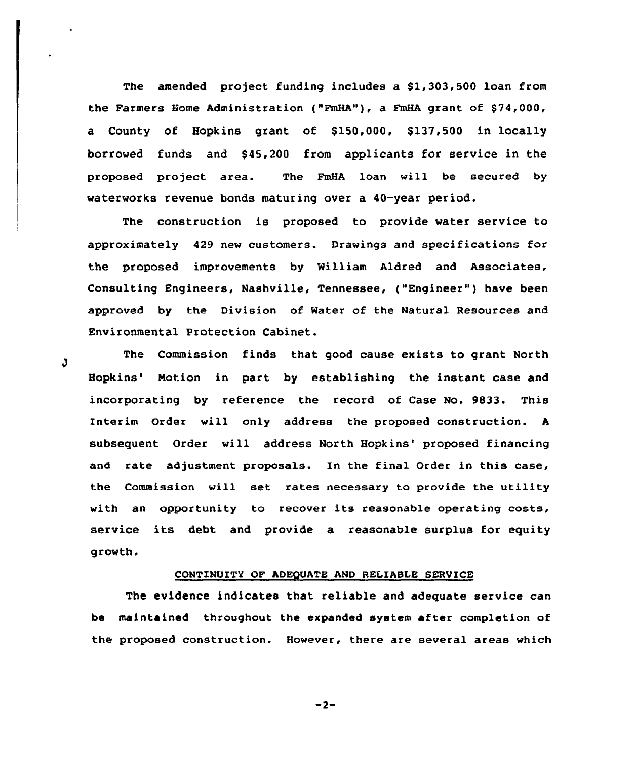The amended project funding includes a $1,303,500 loan from the Farmers Home Administration ("FmHA"), a FmHA grant of $74,000, a County of Hopkins grant of $150,000, $137,500 in locally borrowed funds and $45,200 from applicants for service in the proposed project area. The FmHA loan will be secured by waterworks revenue bonds maturing over a 40-year period.

The construction is proposed to provide water service to approximately 429 new customers. Drawings and specifications for the proposed improvements by William Aldred and Associates, Consulting Engineers, Nashville, Tennessee, ("Engineer") have been approved by the Division of Water of the Natural Resources and Environmental Protection Cabinet.

The Commission finds that good cause exists to grant North Hopkins' Motion in part by establishing the instant case and incorporating by reference the record of Case No. 9833. This Interim Order will only address the proposed construction. A subsequent Order will address North Hopkins' proposed financing and rate adjustment proposals. In the final Order in this case, the Commission will set rates necessary to provide the utility with an opportunity to recover its reasonable operating costs, service its debt and provide a reasonable surplus for equity growth.

CONTINUITY OF ADEQUATE AND RELIABLE SERVICE

The evidence indicates that reliable and adequate service can be maintained throughout the expanded system after completion of the proposed construction. However, there are several areas which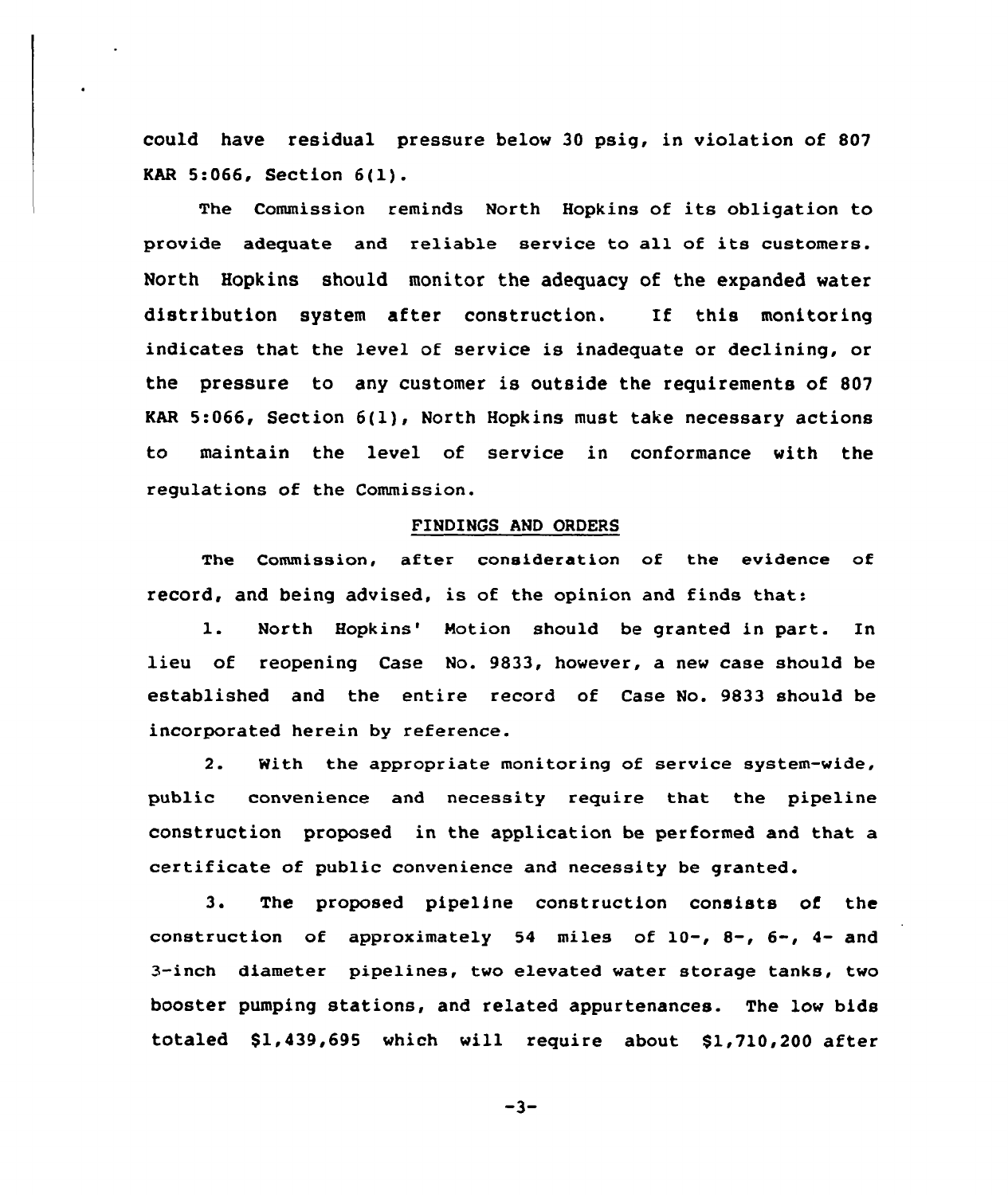could have residual pressure below 30 psig, in violation of 807 KAR 5:066, Section 6(1).

The Commission reminds North Hopkins of its obligation to provide adequate and reliable service to all of its customers. North Hopkins should monitor the adequacy of the expanded water distribution system after construction. If this monitoring indicates that the level of service is inadequate or declining, or the pressure to any customer is outside the requirements of 807 KAR 5:066, Section 6(1), North Hopkins must take necessary actions to maintain the level of service in conformance with the regulations of the Commission.

## FINDINGS AND ORDERS

The Commission, after consideration of the evidence of record, and being advised, is of the opinion and finds that:

1. North Hopkins' Motion should be granted in part. In lieu of reopening Case No. 9833, however, a new case should be established and the entire record of Case No. 9833 should be incorporated herein by reference.

2. With the appropriate monitoring of service system-wide, public convenience and necessity require that the pipeline construction proposed in the application be performed and that a certificate of public convenience and necessity be granted.

3. The proposed pipeline construction consists of the construction of approximately 54 miles of 10-, 8-, 6-, 4- and 3-inch diameter pipelines, two elevated water storage tanks, two booster pumping stations, and related appurtenances. The low bids totaled $1,439,695 which will require about $1,710,200 after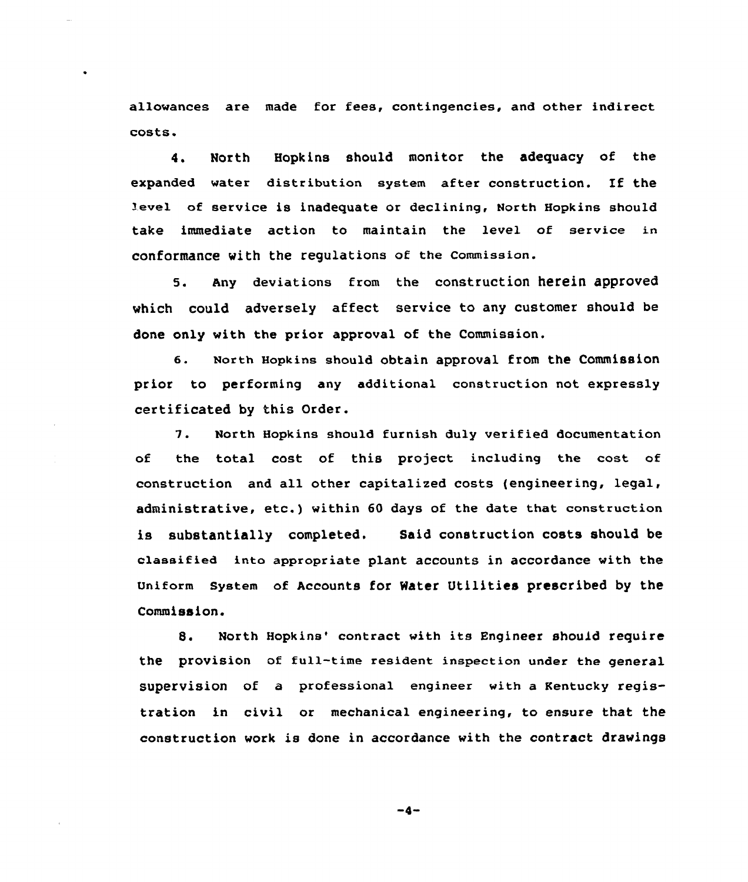allowances are made for fees, contingencies, and other indirect costs.

4. North Hopkins should monitor the adequacy of the expanded water distribution system after construction. If the level of service is inadequate or declining, North Hopkins should take immediate action to maintain the level of service in conformance with the regulations of the Commission.

5. Any deviations from the construction herein approved which could adversely affect service to any customer should be done only with the prior approval of the Commission.

6. North Hopkins should obtain approval from the Commission prior to performing any additional construction not expressly certificated by this Order.

7. North Hopkins should furnish duly verified documentation of the total cost of this project including the cost of construction and all other capitalized costs (engineering, legal, administrative, etc.) within 60 days of the date that construction is substantially completed. Said construction costs should be classified into appropriate plant accounts in accordance with the Uniform System of Accounts for Water Utilities prescribed by the Commission.

8. North Hopkins' contract with its Engineer should require the provision of full-time resident inspection under the general supervision of a professional engineer with a Kentucky registration in civil or mechanical engineering, to ensure that the construction work is done in accordance with the contract drawings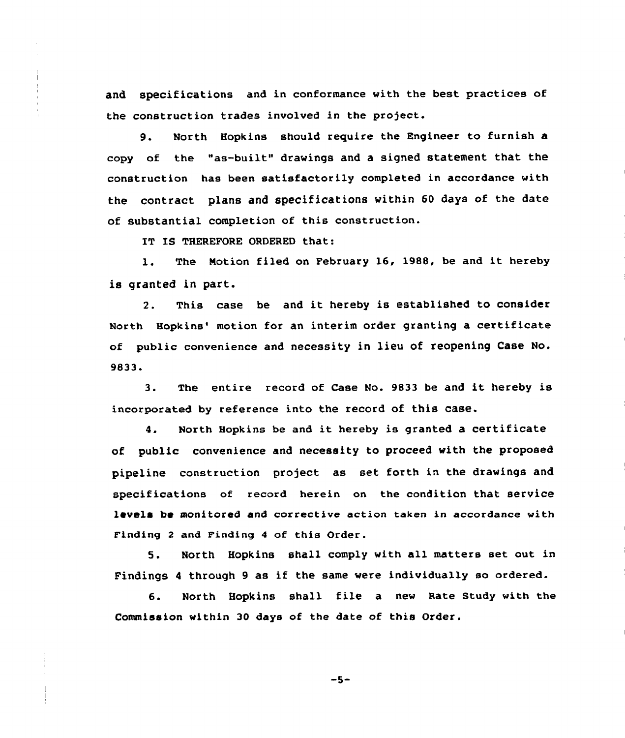and specifications and in conformance with the best practices of the construction trades involved in the project.

9. North Hopkins should require the Engineer to furnish a copy of the "as-built" drawings and a signed statement that the construction has been satisfactorily completed in accordance with the contract plans and specifications within 60 days of the date of substantial completion of this construction.

IT IS THEREFORE ORDERED that:

1. The Motion filed on February 16, 1988, be and it hereby is granted in part.

2. This case be and it hereby is established to consider North Hopkins' motion for an interim order granting a certificate of public convenience and necessity in lieu of reopening Case No. 9833.

3. The entire record of Case No. 9833 be and it hereby is incorporated by reference into the record of this case.

4. North Hopkins be and it hereby is granted a certificate of public convenience and necessity to proceed with the proposed pipeline construction project as set forth in the drawings and specifications of record herein on the condition that service levels be monitored and corrective action taken in accordance with Finding 2 and Finding 4 of this Order.

5. North Hopkins shall comply with all matters set out in Findings 4 through 9 as if the same were individually so ordered.

6. North Hopkins shall file a new Rate Study with the Commission within 30 days of the date of this Order.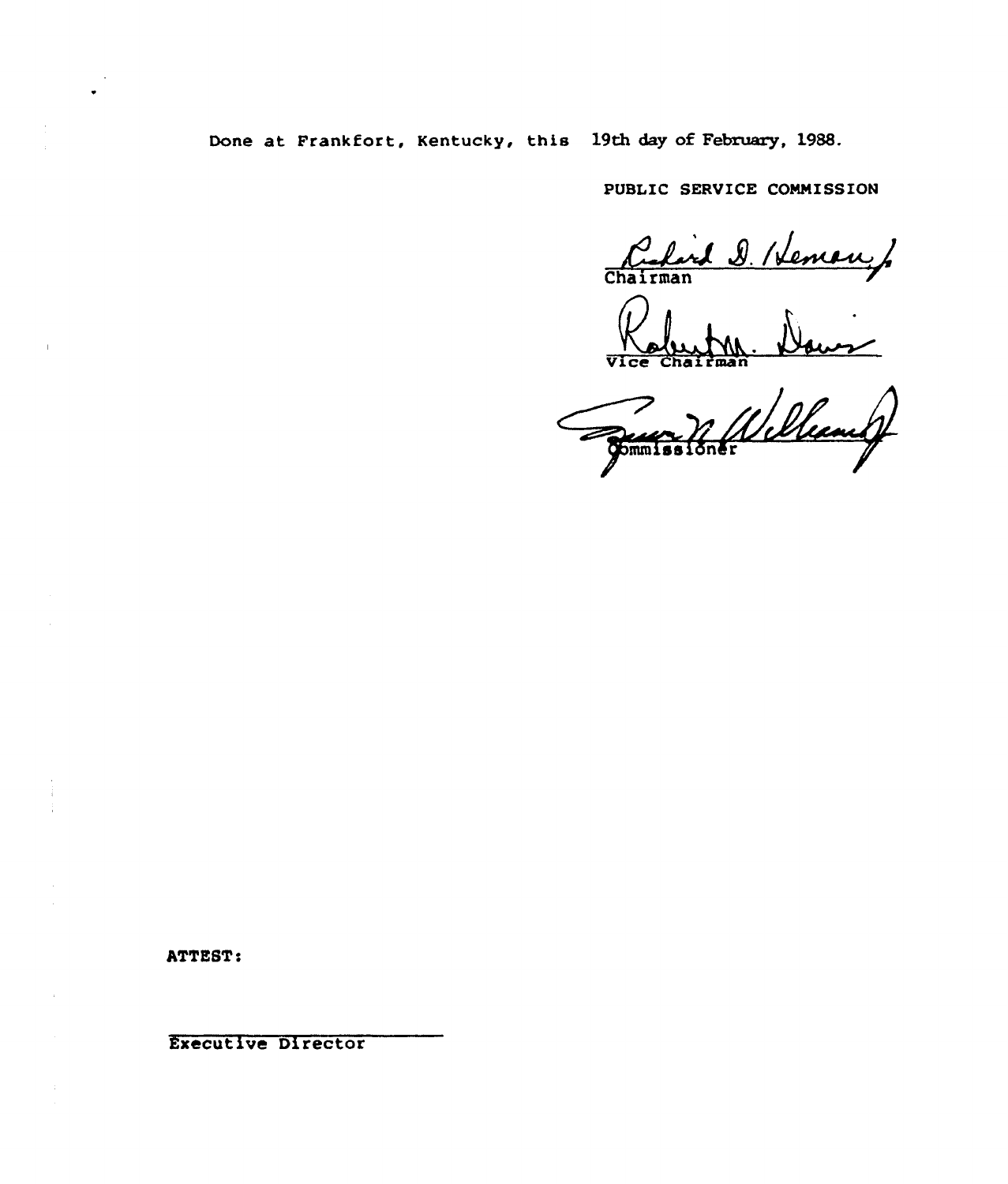Done at Frankfort, Kentucky, this 19th day of February, 1988.

PUBLIC SERVICE COMMISSION

Richard D. Heman, Jr.
Chairman

Robert M. Davis
Vice Chairman

Commissioner

ATTEST:

Executive Director